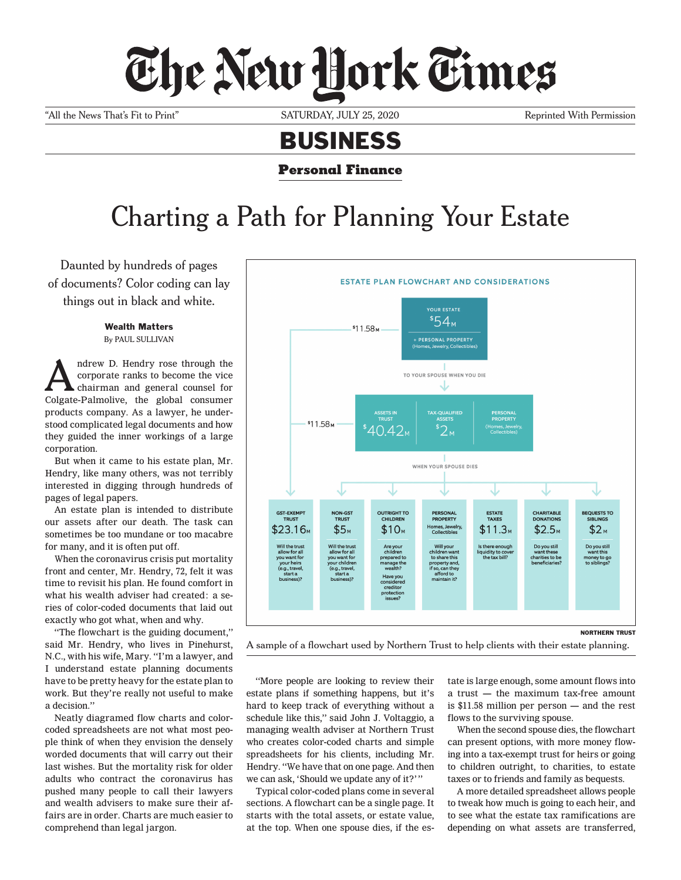# The New York Times

"All the News That's Fit to Print" SATURDAY, JULY 25, 2020 Reprinted With Permission

## BUSINESS

### Personal Finance

# Charting a Path for Planning Your Estate

Daunted by hundreds of pages of documents? Color coding can lay things out in black and white.

**Wealth Matters**

By PAUL SULLIVAN

Andrew D. Hendry rose through the corporate ranks to become the vice chairman and general counsel for Colgate-Palmolive, the global consumer products company. As a lawyer, he understood complicated legal documents and how they guided the inner workings of a large corporation.

But when it came to his estate plan, Mr. Hendry, like many others, was not terribly interested in digging through hundreds of pages of legal papers.

An estate plan is intended to distribute our assets after our death. The task can sometimes be too mundane or too macabre for many, and it is often put off.

When the coronavirus crisis put mortality front and center, Mr. Hendry, 72, felt it was time to revisit his plan. He found comfort in what his wealth adviser had created: a series of color-coded documents that laid out exactly who got what, when and why.

"The flowchart is the guiding document," said Mr. Hendry, who lives in Pinehurst, N.C., with his wife, Mary. "I'm a lawyer, and I understand estate planning documents have to be pretty heavy for the estate plan to work. But they're really not useful to make a decision."

Neatly diagramed flow charts and color-coded spreadsheets are not what most people think of when they envision the densely worded documents that will carry out their last wishes. But the mortality risk for older adults who contract the coronavirus has pushed many people to call their lawyers and wealth advisers to make sure their affairs are in order. Charts are much easier to comprehend than legal jargon.

ESTATE PLAN FLOWCHART AND CONSIDERATIONS

YOUR ESTATE $54M
+ PERSONAL PROPERTY (Homes, Jewelry, Collectibles)

$11.58M

TO YOUR SPOUSE WHEN YOU DIE

ASSETS IN TRUST $40.42M
TAX-QUALIFIED ASSETS $2M
PERSONAL PROPERTY (Homes, Jewelry, Collectibles)

$11.58M

WHEN YOUR SPOUSE DIES

GST-EXEMPT TRUST $23.16M
Will the trust allow for all you want for your heirs (e.g., travel, start a business)?

NON-GST TRUST $5M
Will the trust allow for all you want for your children (e.g., travel, start a business)?

OUTRIGHT TO CHILDREN $10M
Are your children prepared to manage the wealth? Have you considered creditor protection issues?

PERSONAL PROPERTY Homes, Jewelry, Collectibles
Will your children want to share this property and, if so, can they afford to maintain it?

ESTATE TAXES $11.3M
Is there enough liquidity to cover the tax bill?

CHARITABLE DONATIONS $2.5M
Do you still want these charities to be beneficiaries?

BEQUESTS TO SIBLINGS $2M
Do you still want this money to go to siblings?

NORTHERN TRUST

A sample of a flowchart used by Northern Trust to help clients with their estate planning.

"More people are looking to review their estate plans if something happens, but it's hard to keep track of everything without a schedule like this," said John J. Voltaggio, a managing wealth adviser at Northern Trust who creates color-coded charts and simple spreadsheets for his clients, including Mr. Hendry. "We have that on one page. And then we can ask, 'Should we update any of it?'"

Typical color-coded plans come in several sections. A flowchart can be a single page. It starts with the total assets, or estate value, at the top. When one spouse dies, if the estate is large enough, some amount flows into a trust — the maximum tax-free amount is $11.58 million per person — and the rest flows to the surviving spouse.

When the second spouse dies, the flowchart can present options, with more money flowing into a tax-exempt trust for heirs or going to children outright, to charities, to estate taxes or to friends and family as bequests.

A more detailed spreadsheet allows people to tweak how much is going to each heir, and to see what the estate tax ramifications are depending on what assets are transferred,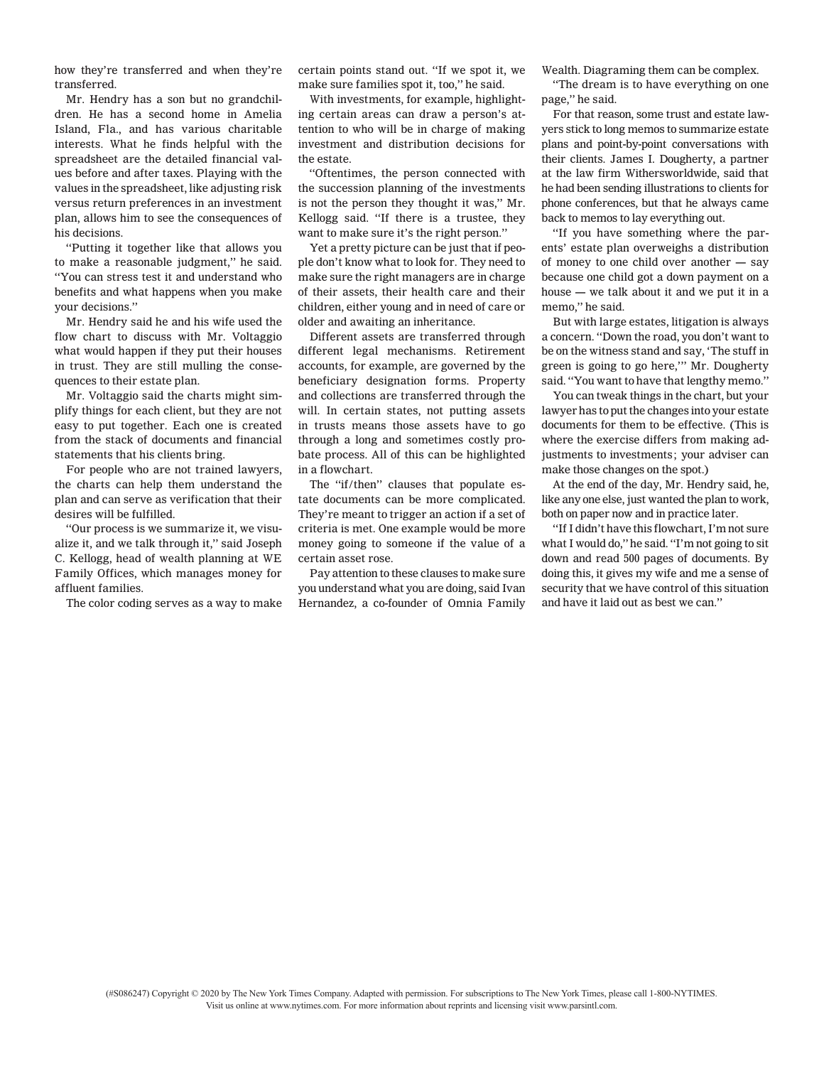how they're transferred and when they're transferred.

Mr. Hendry has a son but no grandchildren. He has a second home in Amelia Island, Fla., and has various charitable interests. What he finds helpful with the spreadsheet are the detailed financial values before and after taxes. Playing with the values in the spreadsheet, like adjusting risk versus return preferences in an investment plan, allows him to see the consequences of his decisions.

''Putting it together like that allows you to make a reasonable judgment,'' he said. ''You can stress test it and understand who benefits and what happens when you make your decisions.''

Mr. Hendry said he and his wife used the flow chart to discuss with Mr. Voltaggio what would happen if they put their houses in trust. They are still mulling the consequences to their estate plan.

Mr. Voltaggio said the charts might simplify things for each client, but they are not easy to put together. Each one is created from the stack of documents and financial statements that his clients bring.

For people who are not trained lawyers, the charts can help them understand the plan and can serve as verification that their desires will be fulfilled.

''Our process is we summarize it, we visualize it, and we talk through it,'' said Joseph C. Kellogg, head of wealth planning at WE Family Offices, which manages money for affluent families.

The color coding serves as a way to make certain points stand out. ''If we spot it, we make sure families spot it, too,'' he said.

With investments, for example, highlighting certain areas can draw a person's attention to who will be in charge of making investment and distribution decisions for the estate.

''Oftentimes, the person connected with the succession planning of the investments is not the person they thought it was,'' Mr. Kellogg said. ''If there is a trustee, they want to make sure it's the right person.''

Yet a pretty picture can be just that if people don't know what to look for. They need to make sure the right managers are in charge of their assets, their health care and their children, either young and in need of care or older and awaiting an inheritance.

Different assets are transferred through different legal mechanisms. Retirement accounts, for example, are governed by the beneficiary designation forms. Property and collections are transferred through the will. In certain states, not putting assets in trusts means those assets have to go through a long and sometimes costly probate process. All of this can be highlighted in a flowchart.

The ''if/then'' clauses that populate estate documents can be more complicated. They're meant to trigger an action if a set of criteria is met. One example would be more money going to someone if the value of a certain asset rose.

Pay attention to these clauses to make sure you understand what you are doing, said Ivan Hernandez, a co-founder of Omnia Family Wealth. Diagraming them can be complex.

''The dream is to have everything on one page,'' he said.

For that reason, some trust and estate lawyers stick to long memos to summarize estate plans and point-by-point conversations with their clients. James I. Dougherty, a partner at the law firm Withersworldwide, said that he had been sending illustrations to clients for phone conferences, but that he always came back to memos to lay everything out.

''If you have something where the parents' estate plan overweighs a distribution of money to one child over another — say because one child got a down payment on a house — we talk about it and we put it in a memo,'' he said.

But with large estates, litigation is always a concern. ''Down the road, you don't want to be on the witness stand and say, 'The stuff in green is going to go here,''' Mr. Dougherty said. ''You want to have that lengthy memo.''

You can tweak things in the chart, but your lawyer has to put the changes into your estate documents for them to be effective. (This is where the exercise differs from making adjustments to investments; your adviser can make those changes on the spot.)

At the end of the day, Mr. Hendry said, he, like any one else, just wanted the plan to work, both on paper now and in practice later.

''If I didn't have this flowchart, I'm not sure what I would do,'' he said. ''I'm not going to sit down and read 500 pages of documents. By doing this, it gives my wife and me a sense of security that we have control of this situation and have it laid out as best we can.''

(#S086247) Copyright © 2020 by The New York Times Company. Adapted with permission. For subscriptions to The New York Times, please call 1-800-NYTIMES. Visit us online at www.nytimes.com. For more information about reprints and licensing visit www.parsintl.com.